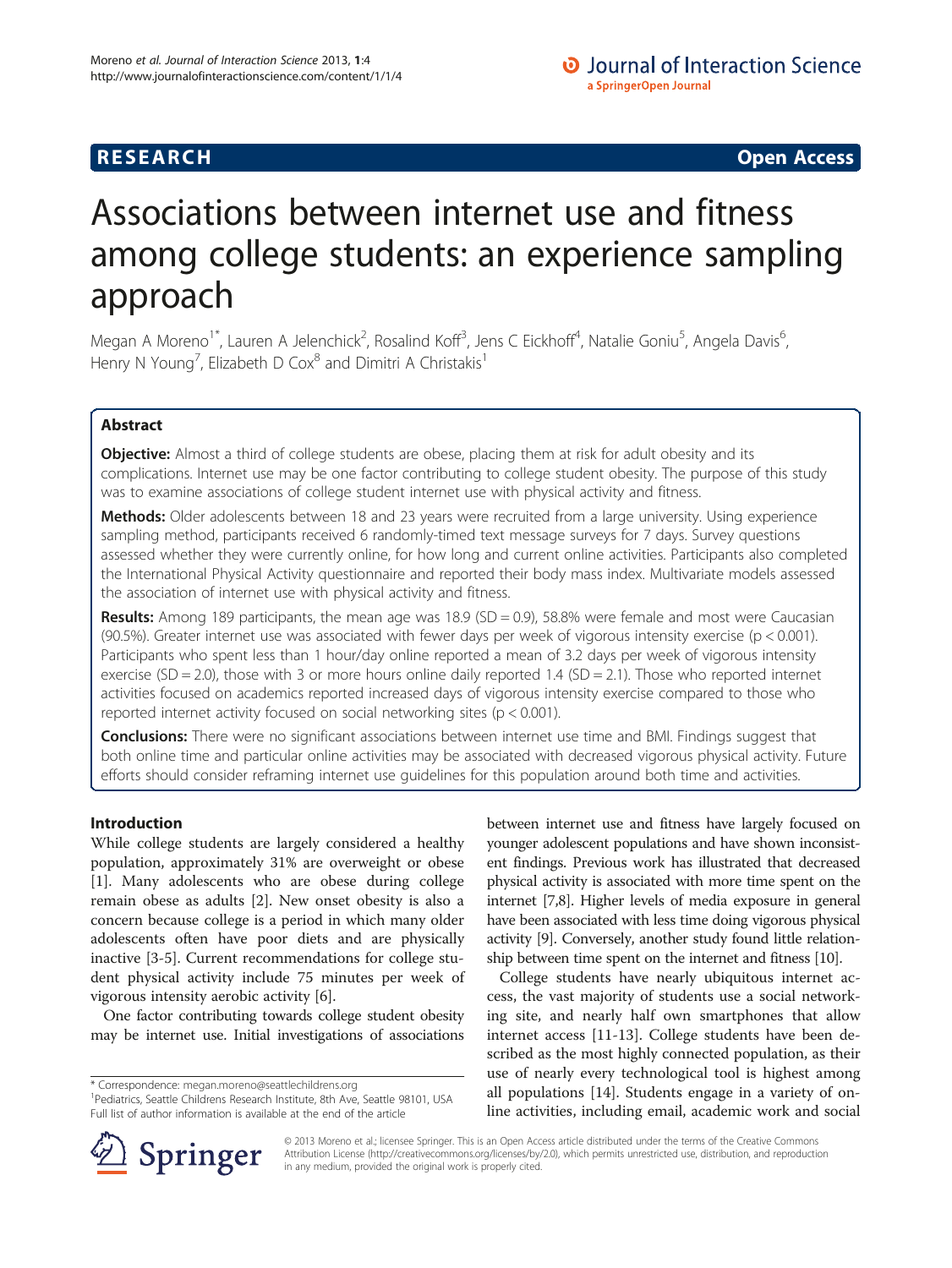RESEARCH Open Access

# Associations between internet use and fitness among college students: an experience sampling approach

Megan A Moreno[1*], Lauren A Jelenchick[2], Rosalind Koff[3], Jens C Eickhoff[4], Natalie Goniu[5], Angela Davis[6], Henry N Young[7], Elizabeth D Cox[8] and Dimitri A Christakis[1]

## Abstract

**Objective:** Almost a third of college students are obese, placing them at risk for adult obesity and its complications. Internet use may be one factor contributing to college student obesity. The purpose of this study was to examine associations of college student internet use with physical activity and fitness.

**Methods:** Older adolescents between 18 and 23 years were recruited from a large university. Using experience sampling method, participants received 6 randomly-timed text message surveys for 7 days. Survey questions assessed whether they were currently online, for how long and current online activities. Participants also completed the International Physical Activity questionnaire and reported their body mass index. Multivariate models assessed the association of internet use with physical activity and fitness.

**Results:** Among 189 participants, the mean age was 18.9 (SD = 0.9), 58.8% were female and most were Caucasian (90.5%). Greater internet use was associated with fewer days per week of vigorous intensity exercise ($p < 0.001$). Participants who spent less than 1 hour/day online reported a mean of 3.2 days per week of vigorous intensity exercise (SD = 2.0), those with 3 or more hours online daily reported 1.4 (SD = 2.1). Those who reported internet activities focused on academics reported increased days of vigorous intensity exercise compared to those who reported internet activity focused on social networking sites ($p < 0.001$).

**Conclusions:** There were no significant associations between internet use time and BMI. Findings suggest that both online time and particular online activities may be associated with decreased vigorous physical activity. Future efforts should consider reframing internet use guidelines for this population around both time and activities.

## Introduction

While college students are largely considered a healthy population, approximately 31% are overweight or obese [1]. Many adolescents who are obese during college remain obese as adults [2]. New onset obesity is also a concern because college is a period in which many older adolescents often have poor diets and are physically inactive [3-5]. Current recommendations for college student physical activity include 75 minutes per week of vigorous intensity aerobic activity [6].

One factor contributing towards college student obesity may be internet use. Initial investigations of associations between internet use and fitness have largely focused on younger adolescent populations and have shown inconsistent findings. Previous work has illustrated that decreased physical activity is associated with more time spent on the internet [7,8]. Higher levels of media exposure in general have been associated with less time doing vigorous physical activity [9]. Conversely, another study found little relationship between time spent on the internet and fitness [10].

College students have nearly ubiquitous internet access, the vast majority of students use a social networking site, and nearly half own smartphones that allow internet access [11-13]. College students have been described as the most highly connected population, as their use of nearly every technological tool is highest among all populations [14]. Students engage in a variety of online activities, including email, academic work and social

\* Correspondence: megan.moreno@seattlechildrens.org
[1]Pediatrics, Seattle Childrens Research Institute, 8th Ave, Seattle 98101, USA
Full list of author information is available at the end of the article

© 2013 Moreno et al.; licensee Springer. This is an Open Access article distributed under the terms of the Creative Commons Attribution License (http://creativecommons.org/licenses/by/2.0), which permits unrestricted use, distribution, and reproduction in any medium, provided the original work is properly cited.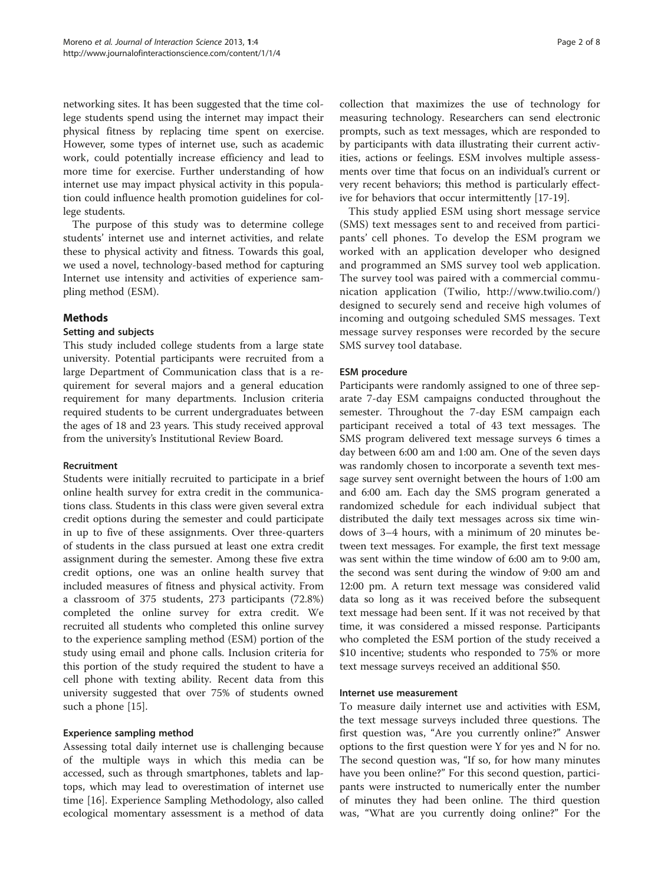networking sites. It has been suggested that the time college students spend using the internet may impact their physical fitness by replacing time spent on exercise. However, some types of internet use, such as academic work, could potentially increase efficiency and lead to more time for exercise. Further understanding of how internet use may impact physical activity in this population could influence health promotion guidelines for college students.

The purpose of this study was to determine college students' internet use and internet activities, and relate these to physical activity and fitness. Towards this goal, we used a novel, technology-based method for capturing Internet use intensity and activities of experience sampling method (ESM).

## Methods

### Setting and subjects

This study included college students from a large state university. Potential participants were recruited from a large Department of Communication class that is a requirement for several majors and a general education requirement for many departments. Inclusion criteria required students to be current undergraduates between the ages of 18 and 23 years. This study received approval from the university's Institutional Review Board.

### Recruitment

Students were initially recruited to participate in a brief online health survey for extra credit in the communications class. Students in this class were given several extra credit options during the semester and could participate in up to five of these assignments. Over three-quarters of students in the class pursued at least one extra credit assignment during the semester. Among these five extra credit options, one was an online health survey that included measures of fitness and physical activity. From a classroom of 375 students, 273 participants (72.8%) completed the online survey for extra credit. We recruited all students who completed this online survey to the experience sampling method (ESM) portion of the study using email and phone calls. Inclusion criteria for this portion of the study required the student to have a cell phone with texting ability. Recent data from this university suggested that over 75% of students owned such a phone [15].

### Experience sampling method

Assessing total daily internet use is challenging because of the multiple ways in which this media can be accessed, such as through smartphones, tablets and laptops, which may lead to overestimation of internet use time [16]. Experience Sampling Methodology, also called ecological momentary assessment is a method of data collection that maximizes the use of technology for measuring technology. Researchers can send electronic prompts, such as text messages, which are responded to by participants with data illustrating their current activities, actions or feelings. ESM involves multiple assessments over time that focus on an individual's current or very recent behaviors; this method is particularly effective for behaviors that occur intermittently [17-19].

This study applied ESM using short message service (SMS) text messages sent to and received from participants' cell phones. To develop the ESM program we worked with an application developer who designed and programmed an SMS survey tool web application. The survey tool was paired with a commercial communication application (Twilio, http://www.twilio.com/) designed to securely send and receive high volumes of incoming and outgoing scheduled SMS messages. Text message survey responses were recorded by the secure SMS survey tool database.

### ESM procedure

Participants were randomly assigned to one of three separate 7-day ESM campaigns conducted throughout the semester. Throughout the 7-day ESM campaign each participant received a total of 43 text messages. The SMS program delivered text message surveys 6 times a day between 6:00 am and 1:00 am. One of the seven days was randomly chosen to incorporate a seventh text message survey sent overnight between the hours of 1:00 am and 6:00 am. Each day the SMS program generated a randomized schedule for each individual subject that distributed the daily text messages across six time windows of 3–4 hours, with a minimum of 20 minutes between text messages. For example, the first text message was sent within the time window of 6:00 am to 9:00 am, the second was sent during the window of 9:00 am and 12:00 pm. A return text message was considered valid data so long as it was received before the subsequent text message had been sent. If it was not received by that time, it was considered a missed response. Participants who completed the ESM portion of the study received a $10 incentive; students who responded to 75% or more text message surveys received an additional $50.

### Internet use measurement

To measure daily internet use and activities with ESM, the text message surveys included three questions. The first question was, "Are you currently online?" Answer options to the first question were Y for yes and N for no. The second question was, "If so, for how many minutes have you been online?" For this second question, participants were instructed to numerically enter the number of minutes they had been online. The third question was, "What are you currently doing online?" For the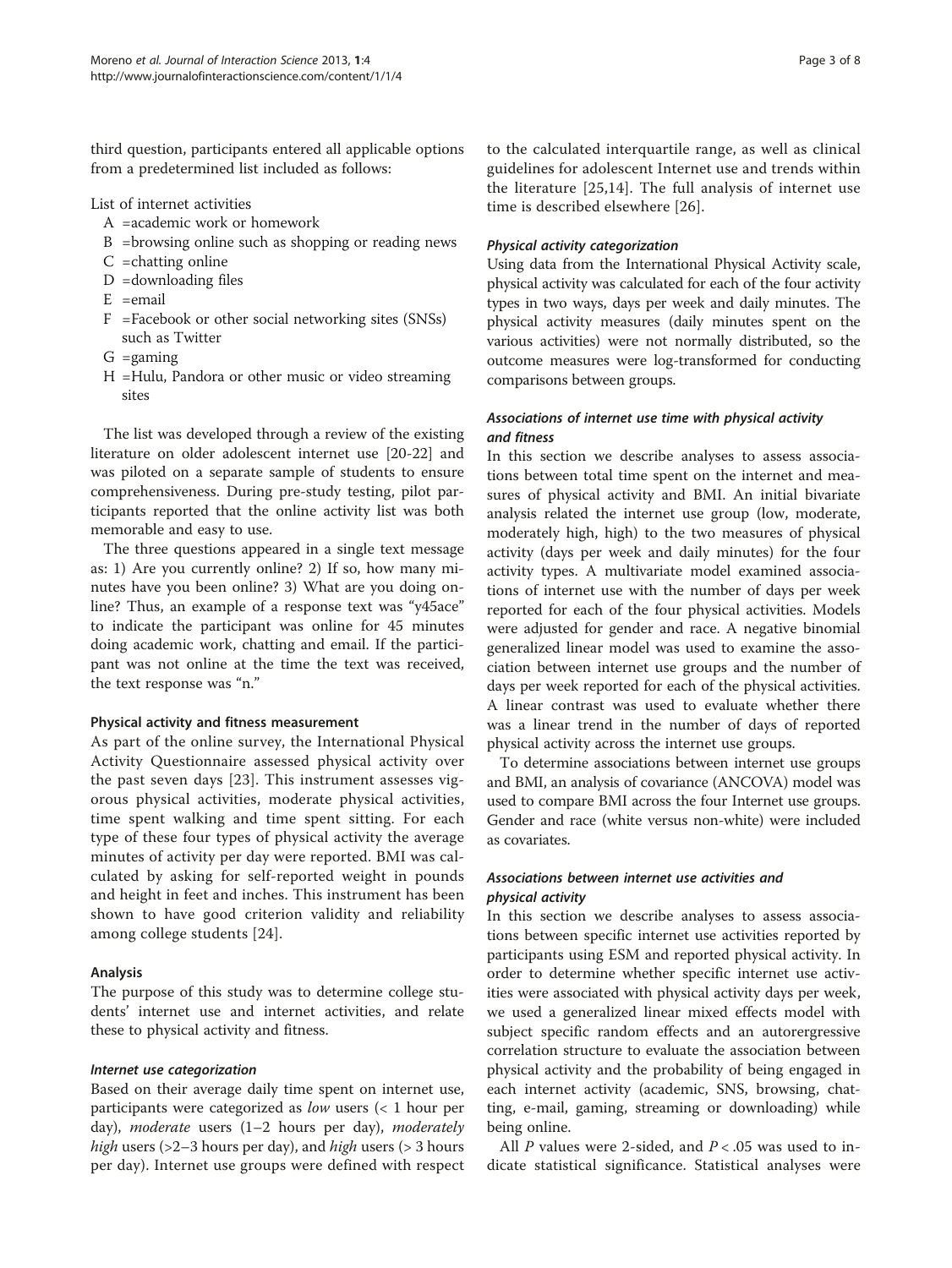third question, participants entered all applicable options from a predetermined list included as follows:

List of internet activities

- A =academic work or homework
- B =browsing online such as shopping or reading news
- C =chatting online
- D =downloading files
- E =email
- F =Facebook or other social networking sites (SNSs) such as Twitter
- G =gaming
- H =Hulu, Pandora or other music or video streaming sites

The list was developed through a review of the existing literature on older adolescent internet use [20-22] and was piloted on a separate sample of students to ensure comprehensiveness. During pre-study testing, pilot participants reported that the online activity list was both memorable and easy to use.

The three questions appeared in a single text message as: 1) Are you currently online? 2) If so, how many minutes have you been online? 3) What are you doing online? Thus, an example of a response text was "y45ace" to indicate the participant was online for 45 minutes doing academic work, chatting and email. If the participant was not online at the time the text was received, the text response was "n."

### Physical activity and fitness measurement

As part of the online survey, the International Physical Activity Questionnaire assessed physical activity over the past seven days [23]. This instrument assesses vigorous physical activities, moderate physical activities, time spent walking and time spent sitting. For each type of these four types of physical activity the average minutes of activity per day were reported. BMI was calculated by asking for self-reported weight in pounds and height in feet and inches. This instrument has been shown to have good criterion validity and reliability among college students [24].

### Analysis

The purpose of this study was to determine college students' internet use and internet activities, and relate these to physical activity and fitness.

#### *Internet use categorization*

Based on their average daily time spent on internet use, participants were categorized as *low* users (< 1 hour per day), *moderate* users (1–2 hours per day), *moderately high* users (>2–3 hours per day), and *high* users (> 3 hours per day). Internet use groups were defined with respect to the calculated interquartile range, as well as clinical guidelines for adolescent Internet use and trends within the literature [25,14]. The full analysis of internet use time is described elsewhere [26].

#### *Physical activity categorization*

Using data from the International Physical Activity scale, physical activity was calculated for each of the four activity types in two ways, days per week and daily minutes. The physical activity measures (daily minutes spent on the various activities) were not normally distributed, so the outcome measures were log-transformed for conducting comparisons between groups.

#### *Associations of internet use time with physical activity and fitness*

In this section we describe analyses to assess associations between total time spent on the internet and measures of physical activity and BMI. An initial bivariate analysis related the internet use group (low, moderate, moderately high, high) to the two measures of physical activity (days per week and daily minutes) for the four activity types. A multivariate model examined associations of internet use with the number of days per week reported for each of the four physical activities. Models were adjusted for gender and race. A negative binomial generalized linear model was used to examine the association between internet use groups and the number of days per week reported for each of the physical activities. A linear contrast was used to evaluate whether there was a linear trend in the number of days of reported physical activity across the internet use groups.

To determine associations between internet use groups and BMI, an analysis of covariance (ANCOVA) model was used to compare BMI across the four Internet use groups. Gender and race (white versus non-white) were included as covariates.

#### *Associations between internet use activities and physical activity*

In this section we describe analyses to assess associations between specific internet use activities reported by participants using ESM and reported physical activity. In order to determine whether specific internet use activities were associated with physical activity days per week, we used a generalized linear mixed effects model with subject specific random effects and an autorergressive correlation structure to evaluate the association between physical activity and the probability of being engaged in each internet activity (academic, SNS, browsing, chatting, e-mail, gaming, streaming or downloading) while being online.

All $P$ values were 2-sided, and $P < .05$ was used to indicate statistical significance. Statistical analyses were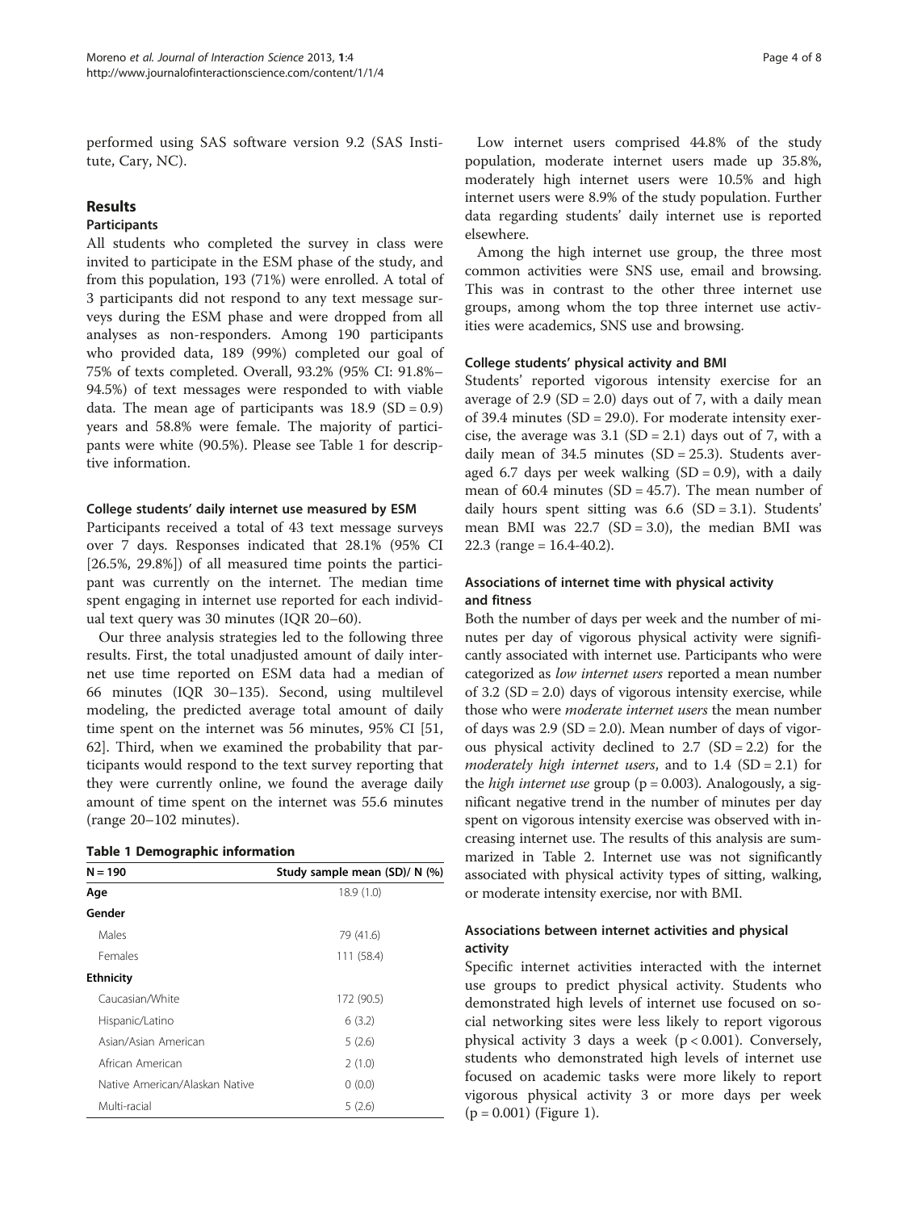performed using SAS software version 9.2 (SAS Institute, Cary, NC).

## Results

### Participants

All students who completed the survey in class were invited to participate in the ESM phase of the study, and from this population, 193 (71%) were enrolled. A total of 3 participants did not respond to any text message surveys during the ESM phase and were dropped from all analyses as non-responders. Among 190 participants who provided data, 189 (99%) completed our goal of 75% of texts completed. Overall, 93.2% (95% CI: 91.8%–94.5%) of text messages were responded to with viable data. The mean age of participants was 18.9 (SD = 0.9) years and 58.8% were female. The majority of participants were white (90.5%). Please see Table 1 for descriptive information.

#### College students' daily internet use measured by ESM

Participants received a total of 43 text message surveys over 7 days. Responses indicated that 28.1% (95% CI [26.5%, 29.8%]) of all measured time points the participant was currently on the internet. The median time spent engaging in internet use reported for each individual text query was 30 minutes (IQR 20–60).

Our three analysis strategies led to the following three results. First, the total unadjusted amount of daily internet use time reported on ESM data had a median of 66 minutes (IQR 30–135). Second, using multilevel modeling, the predicted average total amount of daily time spent on the internet was 56 minutes, 95% CI [51, 62]. Third, when we examined the probability that participants would respond to the text survey reporting that they were currently online, we found the average daily amount of time spent on the internet was 55.6 minutes (range 20–102 minutes).

**Table 1 Demographic information**

| N = 190 | Study sample mean (SD)/ N (%) |
|---|---|
| **Age** | 18.9 (1.0) |
| **Gender** | |
| Males | 79 (41.6) |
| Females | 111 (58.4) |
| **Ethnicity** | |
| Caucasian/White | 172 (90.5) |
| Hispanic/Latino | 6 (3.2) |
| Asian/Asian American | 5 (2.6) |
| African American | 2 (1.0) |
| Native American/Alaskan Native | 0 (0.0) |
| Multi-racial | 5 (2.6) |

Low internet users comprised 44.8% of the study population, moderate internet users made up 35.8%, moderately high internet users were 10.5% and high internet users were 8.9% of the study population. Further data regarding students' daily internet use is reported elsewhere.

Among the high internet use group, the three most common activities were SNS use, email and browsing. This was in contrast to the other three internet use groups, among whom the top three internet use activities were academics, SNS use and browsing.

#### College students' physical activity and BMI

Students' reported vigorous intensity exercise for an average of 2.9 (SD = 2.0) days out of 7, with a daily mean of 39.4 minutes (SD = 29.0). For moderate intensity exercise, the average was 3.1 (SD = 2.1) days out of 7, with a daily mean of 34.5 minutes (SD = 25.3). Students averaged 6.7 days per week walking (SD = 0.9), with a daily mean of 60.4 minutes (SD = 45.7). The mean number of daily hours spent sitting was 6.6 (SD = 3.1). Students' mean BMI was 22.7 (SD = 3.0), the median BMI was 22.3 (range = 16.4-40.2).

#### Associations of internet time with physical activity and fitness

Both the number of days per week and the number of minutes per day of vigorous physical activity were significantly associated with internet use. Participants who were categorized as *low internet users* reported a mean number of 3.2 (SD = 2.0) days of vigorous intensity exercise, while those who were *moderate internet users* the mean number of days was 2.9 (SD = 2.0). Mean number of days of vigorous physical activity declined to 2.7 (SD = 2.2) for the *moderately high internet users*, and to 1.4 (SD = 2.1) for the *high internet use* group ($p = 0.003$). Analogously, a significant negative trend in the number of minutes per day spent on vigorous intensity exercise was observed with increasing internet use. The results of this analysis are summarized in Table 2. Internet use was not significantly associated with physical activity types of sitting, walking, or moderate intensity exercise, nor with BMI.

#### Associations between internet activities and physical activity

Specific internet activities interacted with the internet use groups to predict physical activity. Students who demonstrated high levels of internet use focused on social networking sites were less likely to report vigorous physical activity 3 days a week ($p < 0.001$). Conversely, students who demonstrated high levels of internet use focused on academic tasks were more likely to report vigorous physical activity 3 or more days per week ($p = 0.001$) (Figure 1).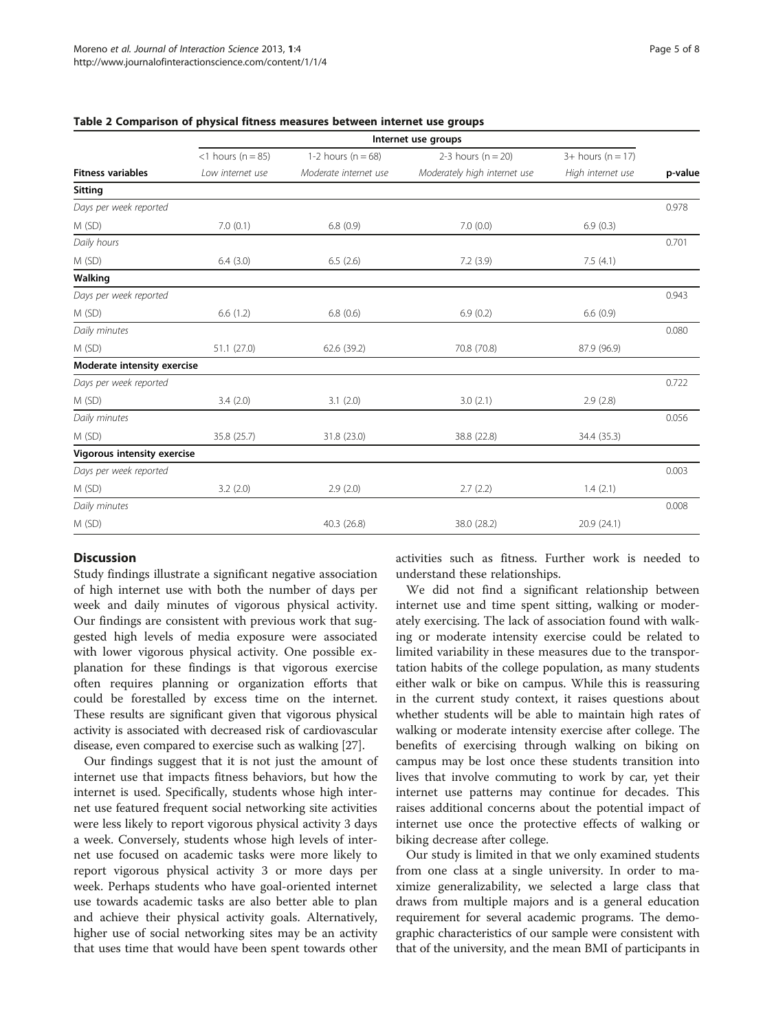**Table 2 Comparison of physical fitness measures between internet use groups**

| | Internet use groups | | | | |
|---|---|---|---|---|---|
| | <1 hours (n = 85) | 1-2 hours (n = 68) | 2-3 hours (n = 20) | 3+ hours (n = 17) | |
| **Fitness variables** | *Low internet use* | *Moderate internet use* | *Moderately high internet use* | *High internet use* | **p-value** |
| **Sitting** | | | | | |
| *Days per week reported* | | | | | 0.978 |
| M (SD) | 7.0 (0.1) | 6.8 (0.9) | 7.0 (0.0) | 6.9 (0.3) | |
| *Daily hours* | | | | | 0.701 |
| M (SD) | 6.4 (3.0) | 6.5 (2.6) | 7.2 (3.9) | 7.5 (4.1) | |
| **Walking** | | | | | |
| *Days per week reported* | | | | | 0.943 |
| M (SD) | 6.6 (1.2) | 6.8 (0.6) | 6.9 (0.2) | 6.6 (0.9) | |
| *Daily minutes* | | | | | 0.080 |
| M (SD) | 51.1 (27.0) | 62.6 (39.2) | 70.8 (70.8) | 87.9 (96.9) | |
| **Moderate intensity exercise** | | | | | |
| *Days per week reported* | | | | | 0.722 |
| M (SD) | 3.4 (2.0) | 3.1 (2.0) | 3.0 (2.1) | 2.9 (2.8) | |
| *Daily minutes* | | | | | 0.056 |
| M (SD) | 35.8 (25.7) | 31.8 (23.0) | 38.8 (22.8) | 34.4 (35.3) | |
| **Vigorous intensity exercise** | | | | | |
| *Days per week reported* | | | | | 0.003 |
| M (SD) | 3.2 (2.0) | 2.9 (2.0) | 2.7 (2.2) | 1.4 (2.1) | |
| *Daily minutes* | | | | | 0.008 |
| M (SD) | | 40.3 (26.8) | 38.0 (28.2) | 20.9 (24.1) | |

## Discussion

Study findings illustrate a significant negative association of high internet use with both the number of days per week and daily minutes of vigorous physical activity. Our findings are consistent with previous work that suggested high levels of media exposure were associated with lower vigorous physical activity. One possible explanation for these findings is that vigorous exercise often requires planning or organization efforts that could be forestalled by excess time on the internet. These results are significant given that vigorous physical activity is associated with decreased risk of cardiovascular disease, even compared to exercise such as walking [27].

Our findings suggest that it is not just the amount of internet use that impacts fitness behaviors, but how the internet is used. Specifically, students whose high internet use featured frequent social networking site activities were less likely to report vigorous physical activity 3 days a week. Conversely, students whose high levels of internet use focused on academic tasks were more likely to report vigorous physical activity 3 or more days per week. Perhaps students who have goal-oriented internet use towards academic tasks are also better able to plan and achieve their physical activity goals. Alternatively, higher use of social networking sites may be an activity that uses time that would have been spent towards other activities such as fitness. Further work is needed to understand these relationships.

We did not find a significant relationship between internet use and time spent sitting, walking or moderately exercising. The lack of association found with walking or moderate intensity exercise could be related to limited variability in these measures due to the transportation habits of the college population, as many students either walk or bike on campus. While this is reassuring in the current study context, it raises questions about whether students will be able to maintain high rates of walking or moderate intensity exercise after college. The benefits of exercising through walking on biking on campus may be lost once these students transition into lives that involve commuting to work by car, yet their internet use patterns may continue for decades. This raises additional concerns about the potential impact of internet use once the protective effects of walking or biking decrease after college.

Our study is limited in that we only examined students from one class at a single university. In order to maximize generalizability, we selected a large class that draws from multiple majors and is a general education requirement for several academic programs. The demographic characteristics of our sample were consistent with that of the university, and the mean BMI of participants in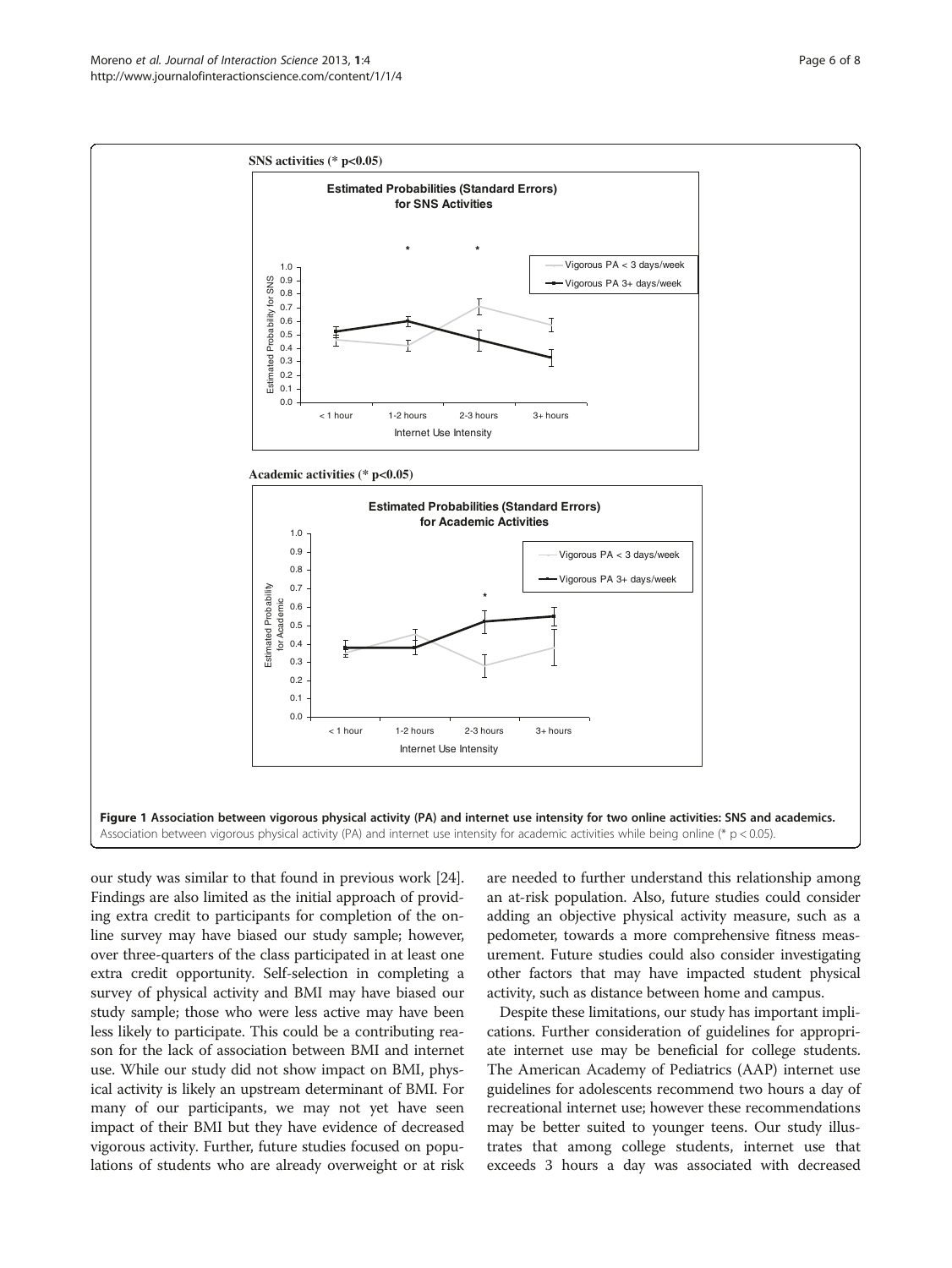SNS activities (* p<0.05)

Academic activities (* p<0.05)

**Figure 1 Association between vigorous physical activity (PA) and internet use intensity for two online activities: SNS and academics.** Association between vigorous physical activity (PA) and internet use intensity for academic activities while being online (* $p < 0.05$).

our study was similar to that found in previous work [24]. Findings are also limited as the initial approach of providing extra credit to participants for completion of the online survey may have biased our study sample; however, over three-quarters of the class participated in at least one extra credit opportunity. Self-selection in completing a survey of physical activity and BMI may have biased our study sample; those who were less active may have been less likely to participate. This could be a contributing reason for the lack of association between BMI and internet use. While our study did not show impact on BMI, physical activity is likely an upstream determinant of BMI. For many of our participants, we may not yet have seen impact of their BMI but they have evidence of decreased vigorous activity. Further, future studies focused on populations of students who are already overweight or at risk are needed to further understand this relationship among an at-risk population. Also, future studies could consider adding an objective physical activity measure, such as a pedometer, towards a more comprehensive fitness measurement. Future studies could also consider investigating other factors that may have impacted student physical activity, such as distance between home and campus.

Despite these limitations, our study has important implications. Further consideration of guidelines for appropriate internet use may be beneficial for college students. The American Academy of Pediatrics (AAP) internet use guidelines for adolescents recommend two hours a day of recreational internet use; however these recommendations may be better suited to younger teens. Our study illustrates that among college students, internet use that exceeds 3 hours a day was associated with decreased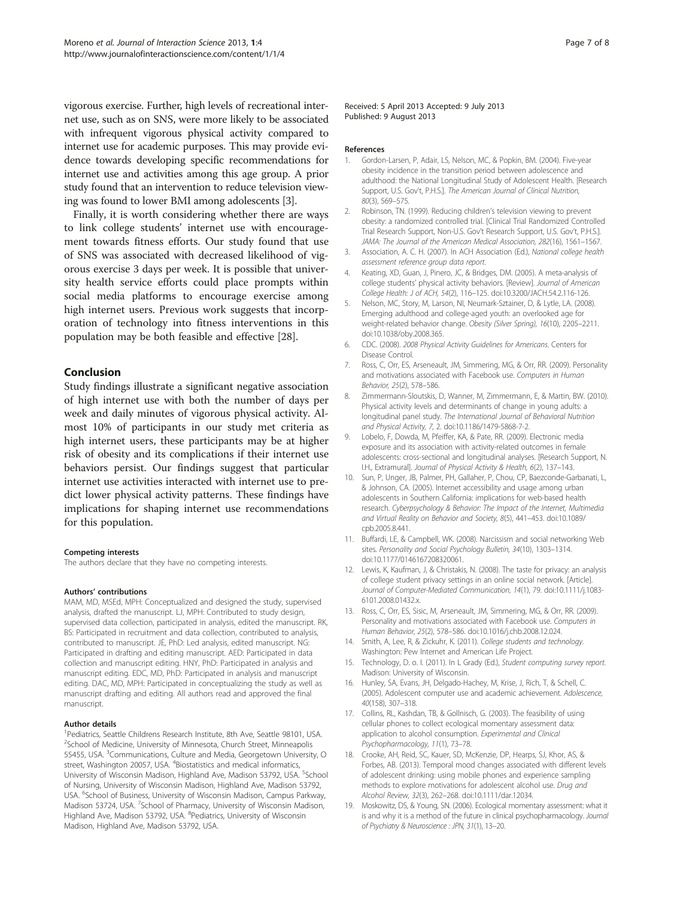vigorous exercise. Further, high levels of recreational internet use, such as on SNS, were more likely to be associated with infrequent vigorous physical activity compared to internet use for academic purposes. This may provide evidence towards developing specific recommendations for internet use and activities among this age group. A prior study found that an intervention to reduce television viewing was found to lower BMI among adolescents [3].

Finally, it is worth considering whether there are ways to link college students' internet use with encouragement towards fitness efforts. Our study found that use of SNS was associated with decreased likelihood of vigorous exercise 3 days per week. It is possible that university health service efforts could place prompts within social media platforms to encourage exercise among high internet users. Previous work suggests that incorporation of technology into fitness interventions in this population may be both feasible and effective [28].

## Conclusion

Study findings illustrate a significant negative association of high internet use with both the number of days per week and daily minutes of vigorous physical activity. Almost 10% of participants in our study met criteria as high internet users, these participants may be at higher risk of obesity and its complications if their internet use behaviors persist. Our findings suggest that particular internet use activities interacted with internet use to predict lower physical activity patterns. These findings have implications for shaping internet use recommendations for this population.

#### Competing interests

The authors declare that they have no competing interests.

#### Authors' contributions

MAM, MD, MSEd, MPH: Conceptualized and designed the study, supervised analysis, drafted the manuscript. LJ, MPH: Contributed to study design, supervised data collection, participated in analysis, edited the manuscript. RK, BS: Participated in recruitment and data collection, contributed to analysis, contributed to manuscript. JE, PhD: Led analysis, edited manuscript. NG: Participated in drafting and editing manuscript. AED: Participated in data collection and manuscript editing. HNY, PhD: Participated in analysis and manuscript editing. EDC, MD, PhD: Participated in analysis and manuscript editing. DAC, MD, MPH: Participated in conceptualizing the study as well as manuscript drafting and editing. All authors read and approved the final manuscript.

#### Author details

[1]Pediatrics, Seattle Childrens Research Institute, 8th Ave, Seattle 98101, USA. [2]School of Medicine, University of Minnesota, Church Street, Minneapolis 55455, USA. [3]Communications, Culture and Media, Georgetown University, O street, Washington 20057, USA. [4]Biostatistics and medical informatics, University of Wisconsin Madison, Highland Ave, Madison 53792, USA. [5]School of Nursing, University of Wisconsin Madison, Highland Ave, Madison 53792, USA. [6]School of Business, University of Wisconsin Madison, Campus Parkway, Madison 53724, USA. [7]School of Pharmacy, University of Wisconsin Madison, Highland Ave, Madison 53792, USA. [8]Pediatrics, University of Wisconsin Madison, Highland Ave, Madison 53792, USA.

Received: 5 April 2013 Accepted: 9 July 2013
Published: 9 August 2013

#### References

1. Gordon-Larsen, P, Adair, LS, Nelson, MC, & Popkin, BM. (2004). Five-year obesity incidence in the transition period between adolescence and adulthood: the National Longitudinal Study of Adolescent Health. [Research Support, U.S. Gov't, P.H.S.]. *The American Journal of Clinical Nutrition, 80*(3), 569–575.
2. Robinson, TN. (1999). Reducing children's television viewing to prevent obesity: a randomized controlled trial. [Clinical Trial Randomized Controlled Trial Research Support, Non-U.S. Gov't Research Support, U.S. Gov't, P.H.S.]. *JAMA: The Journal of the American Medical Association, 282*(16), 1561–1567.
3. Association, A. C. H. (2007). In ACH Association (Ed.), *National college health assessment reference group data report*.
4. Keating, XD, Guan, J, Pinero, JC, & Bridges, DM. (2005). A meta-analysis of college students' physical activity behaviors. [Review]. *Journal of American College Health: J of ACH, 54*(2), 116–125. doi:10.3200/JACH.54.2.116-126.
5. Nelson, MC, Story, M, Larson, NI, Neumark-Sztainer, D, & Lytle, LA. (2008). Emerging adulthood and college-aged youth: an overlooked age for weight-related behavior change. *Obesity (Silver Spring), 16*(10), 2205–2211. doi:10.1038/oby.2008.365.
6. CDC. (2008). *2008 Physical Activity Guidelines for Americans*. Centers for Disease Control.
7. Ross, C, Orr, ES, Arseneault, JM, Simmering, MG, & Orr, RR. (2009). Personality and motivations associated with Facebook use. *Computers in Human Behavior, 25*(2), 578–586.
8. Zimmermann-Sloutskis, D, Wanner, M, Zimmermann, E, & Martin, BW. (2010). Physical activity levels and determinants of change in young adults: a longitudinal panel study. *The International Journal of Behavioral Nutrition and Physical Activity, 7*, 2. doi:10.1186/1479-5868-7-2.
9. Lobelo, F, Dowda, M, Pfeiffer, KA, & Pate, RR. (2009). Electronic media exposure and its association with activity-related outcomes in female adolescents: cross-sectional and longitudinal analyses. [Research Support, N. I.H., Extramural]. *Journal of Physical Activity & Health, 6*(2), 137–143.
10. Sun, P, Unger, JB, Palmer, PH, Gallaher, P, Chou, CP, Baezconde-Garbanati, L, & Johnson, CA. (2005). Internet accessibility and usage among urban adolescents in Southern California: implications for web-based health research. *Cyberpsychology & Behavior: The Impact of the Internet, Multimedia and Virtual Reality on Behavior and Society, 8*(5), 441–453. doi:10.1089/cpb.2005.8.441.
11. Buffardi, LE, & Campbell, WK. (2008). Narcissism and social networking Web sites. *Personality and Social Psychology Bulletin, 34*(10), 1303–1314. doi:10.1177/0146167208320061.
12. Lewis, K, Kaufman, J, & Christakis, N. (2008). The taste for privacy: an analysis of college student privacy settings in an online social network. [Article]. *Journal of Computer-Mediated Communication, 14*(1), 79. doi:10.1111/j.1083-6101.2008.01432.x.
13. Ross, C, Orr, ES, Sisic, M, Arseneault, JM, Simmering, MG, & Orr, RR. (2009). Personality and motivations associated with Facebook use. *Computers in Human Behavior, 25*(2), 578–586. doi:10.1016/j.chb.2008.12.024.
14. Smith, A, Lee, R, & Zickuhr, K. (2011). *College students and technology*. Washington: Pew Internet and American Life Project.
15. Technology, D. o. I. (2011). In L Grady (Ed.), *Student computing survey report*. Madison: University of Wisconsin.
16. Hunley, SA, Evans, JH, Delgado-Hachey, M, Krise, J, Rich, T, & Schell, C. (2005). Adolescent computer use and academic achievement. *Adolescence, 40*(158), 307–318.
17. Collins, RL, Kashdan, TB, & Gollnisch, G. (2003). The feasibility of using cellular phones to collect ecological momentary assessment data: application to alcohol consumption. *Experimental and Clinical Psychopharmacology, 11*(1), 73–78.
18. Crooke, AH, Reid, SC, Kauer, SD, McKenzie, DP, Hearps, SJ, Khor, AS, & Forbes, AB. (2013). Temporal mood changes associated with different levels of adolescent drinking: using mobile phones and experience sampling methods to explore motivations for adolescent alcohol use. *Drug and Alcohol Review, 32*(3), 262–268. doi:10.1111/dar.12034.
19. Moskowitz, DS, & Young, SN. (2006). Ecological momentary assessment: what it is and why it is a method of the future in clinical psychopharmacology. *Journal of Psychiatry & Neuroscience : JPN, 31*(1), 13–20.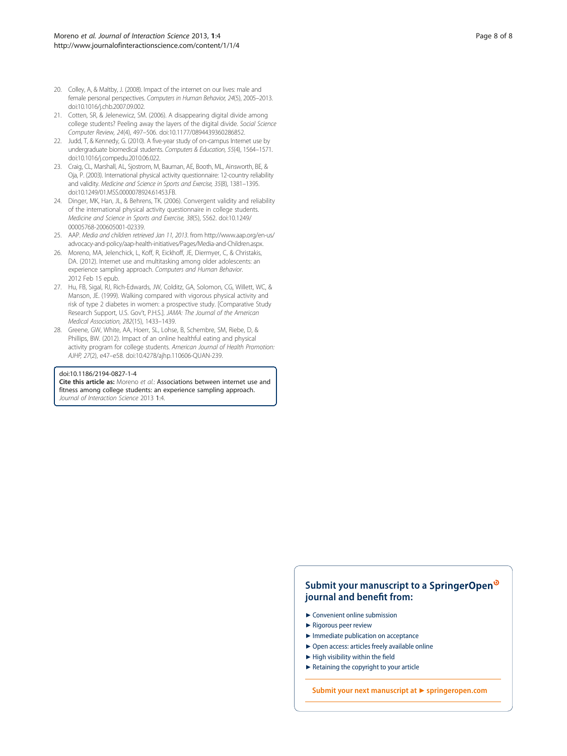20. Colley, A, & Maltby, J. (2008). Impact of the internet on our lives: male and female personal perspectives. *Computers in Human Behavior, 24*(5), 2005–2013. doi:10.1016/j.chb.2007.09.002.
21. Cotten, SR, & Jelenewicz, SM. (2006). A disappearing digital divide among college students? Peeling away the layers of the digital divide. *Social Science Computer Review, 24*(4), 497–506. doi:10.1177/0894439306286852.
22. Judd, T, & Kennedy, G. (2010). A five-year study of on-campus Internet use by undergraduate biomedical students. *Computers & Education, 55*(4), 1564–1571. doi:10.1016/j.compedu.2010.06.022.
23. Craig, CL, Marshall, AL, Sjostrom, M, Bauman, AE, Booth, ML, Ainsworth, BE, & Oja, P. (2003). International physical activity questionnaire: 12-country reliability and validity. *Medicine and Science in Sports and Exercise, 35*(8), 1381–1395. doi:10.1249/01.MSS.0000078924.61453.FB.
24. Dinger, MK, Han, JL, & Behrens, TK. (2006). Convergent validity and reliability of the international physical activity questionnaire in college students. *Medicine and Science in Sports and Exercise, 38*(5), S562. doi:10.1249/00005768-200605001-02339.
25. AAP. *Media and children retrieved Jan 11, 2013.* from http://www.aap.org/en-us/advocacy-and-policy/aap-health-initiatives/Pages/Media-and-Children.aspx.
26. Moreno, MA, Jelenchick, L, Koff, R, Eickhoff, JE, Diermyer, C, & Christakis, DA. (2012). Internet use and multitasking among older adolescents: an experience sampling approach. *Computers and Human Behavior.* 2012 Feb 15 epub.
27. Hu, FB, Sigal, RJ, Rich-Edwards, JW, Colditz, GA, Solomon, CG, Willett, WC, & Manson, JE. (1999). Walking compared with vigorous physical activity and risk of type 2 diabetes in women: a prospective study. [Comparative Study Research Support, U.S. Gov't, P.H.S.]. *JAMA: The Journal of the American Medical Association, 282*(15), 1433–1439.
28. Greene, GW, White, AA, Hoerr, SL, Lohse, B, Schembre, SM, Riebe, D, & Phillips, BW. (2012). Impact of an online healthful eating and physical activity program for college students. *American Journal of Health Promotion: AJHP, 27*(2), e47–e58. doi:10.4278/ajhp.110606-QUAN-239.

doi:10.1186/2194-0827-1-4
**Cite this article as:** Moreno *et al.*: Associations between internet use and fitness among college students: an experience sampling approach. *Journal of Interaction Science* 2013 **1**:4.

**Submit your manuscript to a SpringerOpen journal and benefit from:**

- ► Convenient online submission
- ► Rigorous peer review
- ► Immediate publication on acceptance
- ► Open access: articles freely available online
- ► High visibility within the field
- ► Retaining the copyright to your article

**Submit your next manuscript at ► springeropen.com**